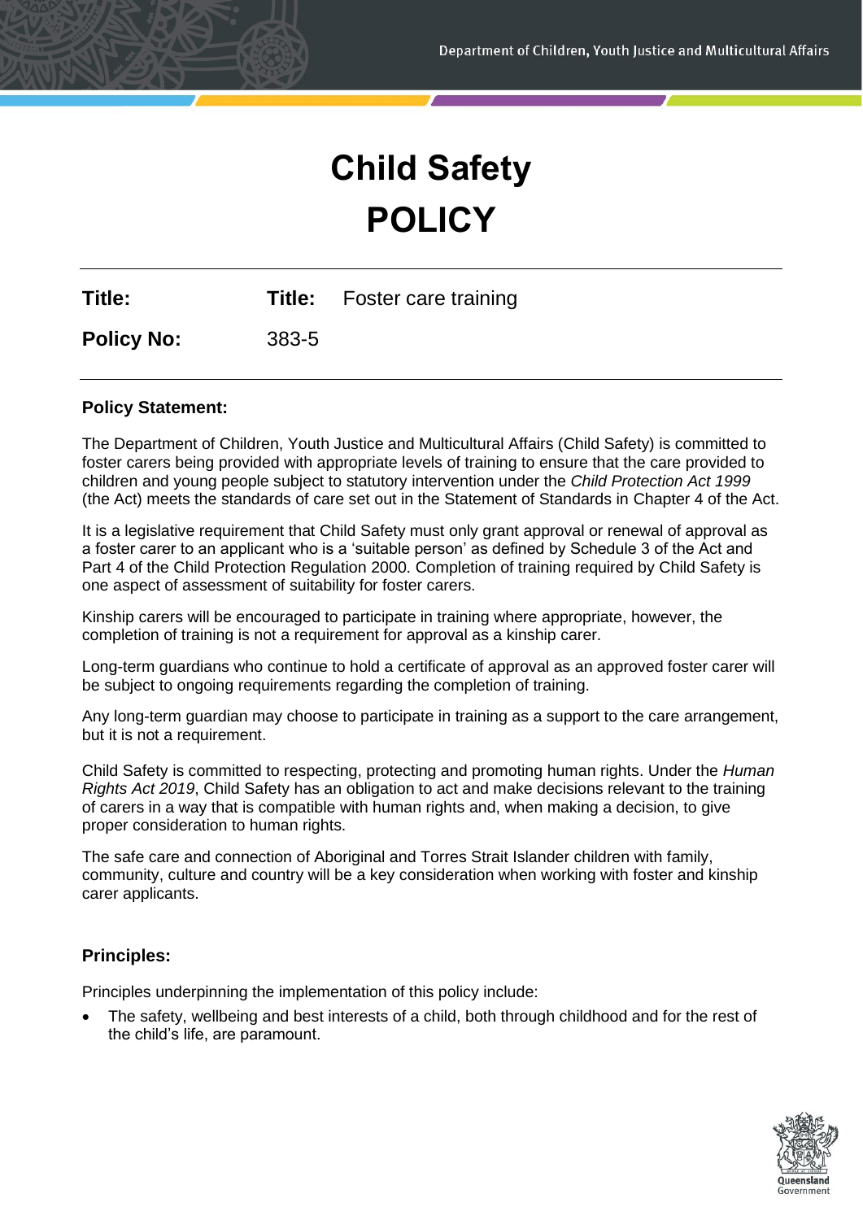# Child Safety POLICY

| **Title:** | **Title:** Foster care training |
|---|---|
| **Policy No:** | 383-5 |

## Policy Statement:

The Department of Children, Youth Justice and Multicultural Affairs (Child Safety) is committed to foster carers being provided with appropriate levels of training to ensure that the care provided to children and young people subject to statutory intervention under the *Child Protection Act 1999* (the Act) meets the standards of care set out in the Statement of Standards in Chapter 4 of the Act.

It is a legislative requirement that Child Safety must only grant approval or renewal of approval as a foster carer to an applicant who is a 'suitable person' as defined by Schedule 3 of the Act and Part 4 of the Child Protection Regulation 2000. Completion of training required by Child Safety is one aspect of assessment of suitability for foster carers.

Kinship carers will be encouraged to participate in training where appropriate, however, the completion of training is not a requirement for approval as a kinship carer.

Long-term guardians who continue to hold a certificate of approval as an approved foster carer will be subject to ongoing requirements regarding the completion of training.

Any long-term guardian may choose to participate in training as a support to the care arrangement, but it is not a requirement.

Child Safety is committed to respecting, protecting and promoting human rights. Under the *Human Rights Act 2019*, Child Safety has an obligation to act and make decisions relevant to the training of carers in a way that is compatible with human rights and, when making a decision, to give proper consideration to human rights.

The safe care and connection of Aboriginal and Torres Strait Islander children with family, community, culture and country will be a key consideration when working with foster and kinship carer applicants.

## Principles:

Principles underpinning the implementation of this policy include:

- The safety, wellbeing and best interests of a child, both through childhood and for the rest of the child's life, are paramount.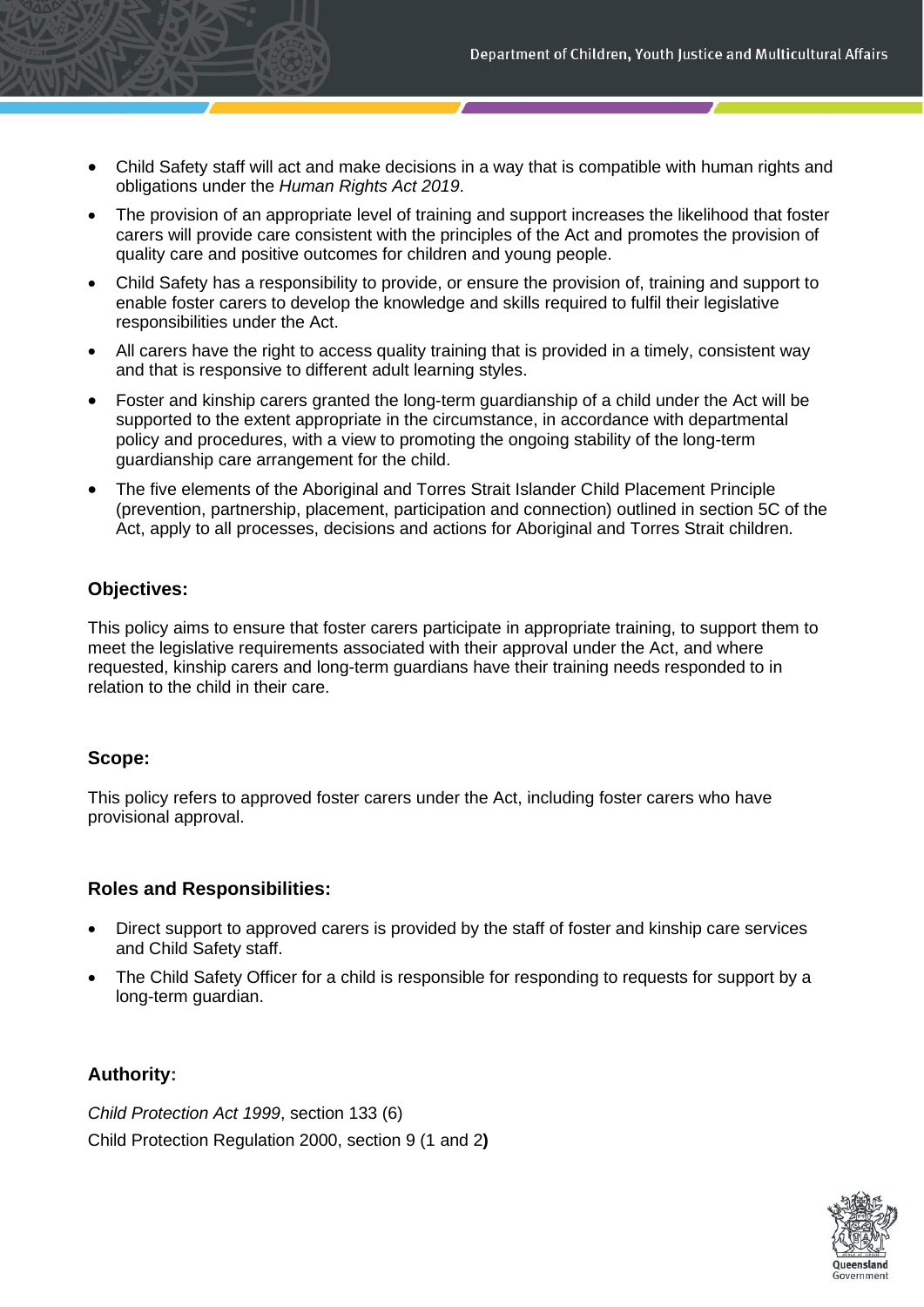- Child Safety staff will act and make decisions in a way that is compatible with human rights and obligations under the *Human Rights Act 2019*.
- The provision of an appropriate level of training and support increases the likelihood that foster carers will provide care consistent with the principles of the Act and promotes the provision of quality care and positive outcomes for children and young people.
- Child Safety has a responsibility to provide, or ensure the provision of, training and support to enable foster carers to develop the knowledge and skills required to fulfil their legislative responsibilities under the Act.
- All carers have the right to access quality training that is provided in a timely, consistent way and that is responsive to different adult learning styles.
- Foster and kinship carers granted the long-term guardianship of a child under the Act will be supported to the extent appropriate in the circumstance, in accordance with departmental policy and procedures, with a view to promoting the ongoing stability of the long-term guardianship care arrangement for the child.
- The five elements of the Aboriginal and Torres Strait Islander Child Placement Principle (prevention, partnership, placement, participation and connection) outlined in section 5C of the Act, apply to all processes, decisions and actions for Aboriginal and Torres Strait children.

### Objectives:

This policy aims to ensure that foster carers participate in appropriate training, to support them to meet the legislative requirements associated with their approval under the Act, and where requested, kinship carers and long-term guardians have their training needs responded to in relation to the child in their care.

### Scope:

This policy refers to approved foster carers under the Act, including foster carers who have provisional approval.

### Roles and Responsibilities:

- Direct support to approved carers is provided by the staff of foster and kinship care services and Child Safety staff.
- The Child Safety Officer for a child is responsible for responding to requests for support by a long-term guardian.

### Authority:

*Child Protection Act 1999*, section 133 (6)

Child Protection Regulation 2000, section 9 (1 and 2**)**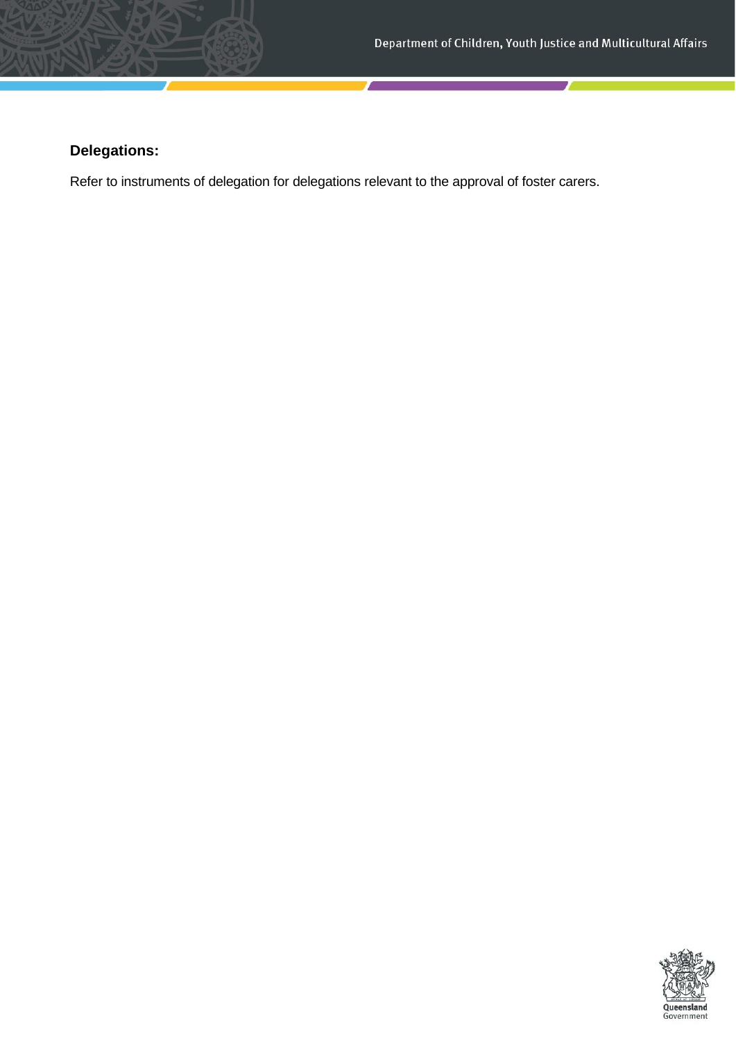**Delegations:**

Refer to instruments of delegation for delegations relevant to the approval of foster carers.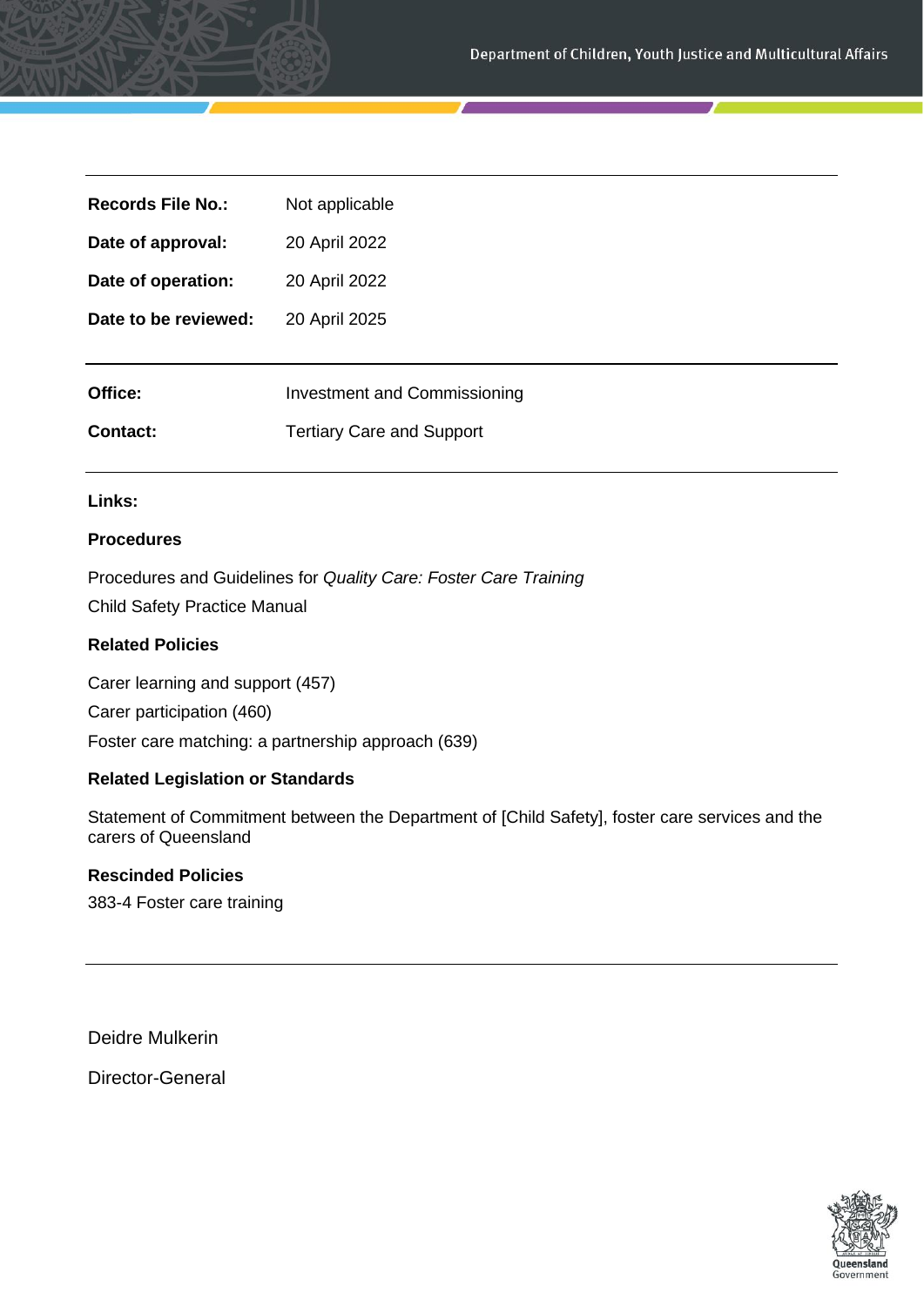| | |
|---|---|
| **Records File No.:** | Not applicable |
| **Date of approval:** | 20 April 2022 |
| **Date of operation:** | 20 April 2022 |
| **Date to be reviewed:** | 20 April 2025 |

| | |
|---|---|
| **Office:** | Investment and Commissioning |
| **Contact:** | Tertiary Care and Support |

**Links:**

**Procedures**

Procedures and Guidelines for *Quality Care: Foster Care Training*

Child Safety Practice Manual

**Related Policies**

Carer learning and support (457)

Carer participation (460)

Foster care matching: a partnership approach (639)

**Related Legislation or Standards**

Statement of Commitment between the Department of [Child Safety], foster care services and the carers of Queensland

**Rescinded Policies**

383-4 Foster care training

Deidre Mulkerin

Director-General